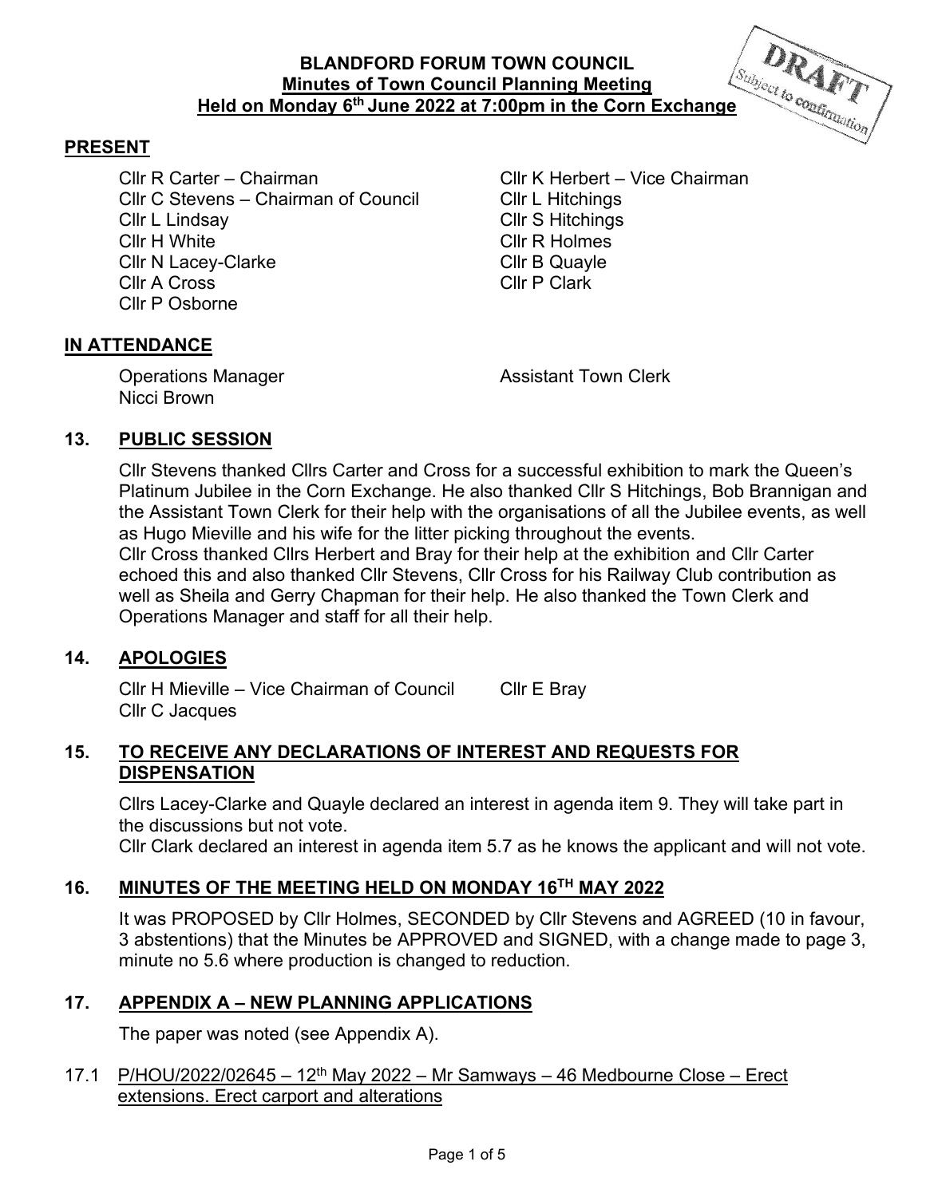**BLANDFORD FORUM TOWN COUNCIL**
**Minutes of Town Council Planning Meeting**
**Held on Monday 6th June 2022 at 7:00pm in the Corn Exchange**

DRAFT Subject to confirmation

## PRESENT

Cllr R Carter – Chairman
Cllr K Herbert – Vice Chairman
Cllr C Stevens – Chairman of Council
Cllr L Hitchings
Cllr L Lindsay
Cllr S Hitchings
Cllr H White
Cllr R Holmes
Cllr N Lacey-Clarke
Cllr B Quayle
Cllr A Cross
Cllr P Clark
Cllr P Osborne

## IN ATTENDANCE

Operations Manager
Assistant Town Clerk
Nicci Brown

## 13. PUBLIC SESSION

Cllr Stevens thanked Cllrs Carter and Cross for a successful exhibition to mark the Queen's Platinum Jubilee in the Corn Exchange. He also thanked Cllr S Hitchings, Bob Brannigan and the Assistant Town Clerk for their help with the organisations of all the Jubilee events, as well as Hugo Mieville and his wife for the litter picking throughout the events.
Cllr Cross thanked Cllrs Herbert and Bray for their help at the exhibition and Cllr Carter echoed this and also thanked Cllr Stevens, Cllr Cross for his Railway Club contribution as well as Sheila and Gerry Chapman for their help. He also thanked the Town Clerk and Operations Manager and staff for all their help.

## 14. APOLOGIES

Cllr H Mieville – Vice Chairman of Council
Cllr E Bray
Cllr C Jacques

## 15. TO RECEIVE ANY DECLARATIONS OF INTEREST AND REQUESTS FOR DISPENSATION

Cllrs Lacey-Clarke and Quayle declared an interest in agenda item 9. They will take part in the discussions but not vote.
Cllr Clark declared an interest in agenda item 5.7 as he knows the applicant and will not vote.

## 16. MINUTES OF THE MEETING HELD ON MONDAY 16TH MAY 2022

It was PROPOSED by Cllr Holmes, SECONDED by Cllr Stevens and AGREED (10 in favour, 3 abstentions) that the Minutes be APPROVED and SIGNED, with a change made to page 3, minute no 5.6 where production is changed to reduction.

## 17. APPENDIX A – NEW PLANNING APPLICATIONS

The paper was noted (see Appendix A).

17.1 P/HOU/2022/02645 – 12th May 2022 – Mr Samways – 46 Medbourne Close – Erect extensions. Erect carport and alterations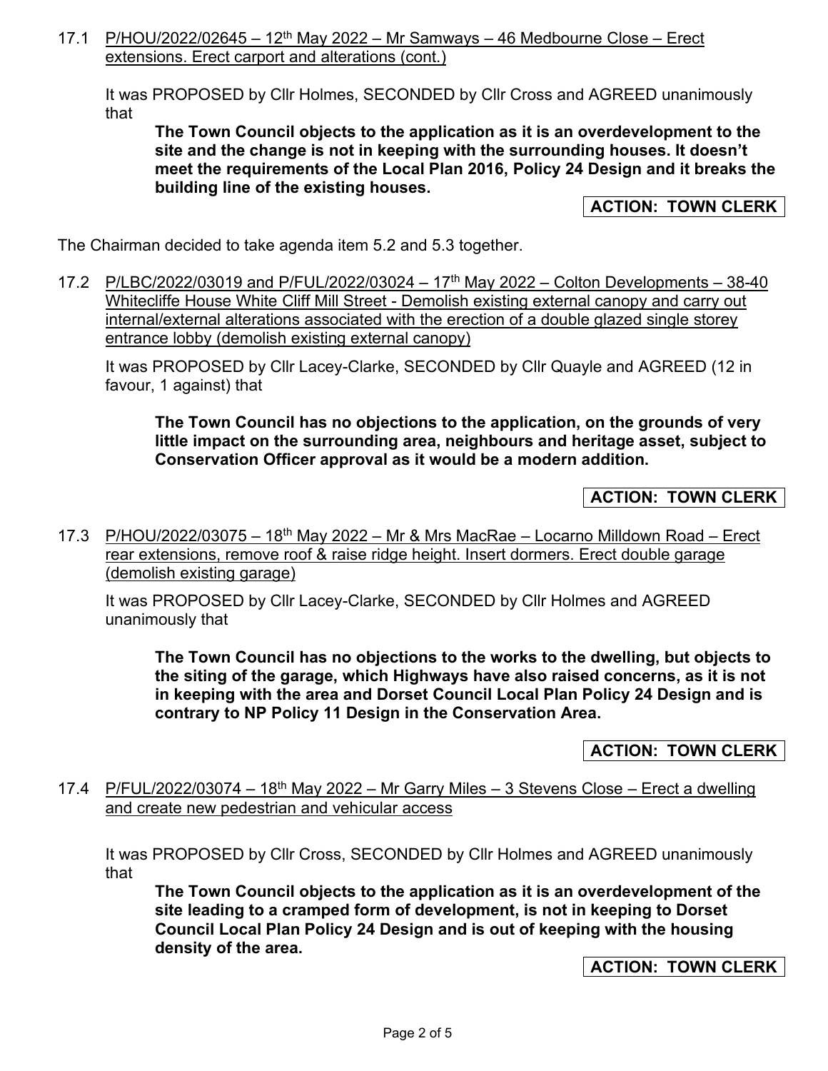17.1 P/HOU/2022/02645 – 12th May 2022 – Mr Samways – 46 Medbourne Close – Erect extensions. Erect carport and alterations (cont.)

It was PROPOSED by Cllr Holmes, SECONDED by Cllr Cross and AGREED unanimously that

**The Town Council objects to the application as it is an overdevelopment to the site and the change is not in keeping with the surrounding houses. It doesn't meet the requirements of the Local Plan 2016, Policy 24 Design and it breaks the building line of the existing houses.**

**ACTION: TOWN CLERK**

The Chairman decided to take agenda item 5.2 and 5.3 together.

17.2 P/LBC/2022/03019 and P/FUL/2022/03024 – 17th May 2022 – Colton Developments – 38-40 Whitecliffe House White Cliff Mill Street - Demolish existing external canopy and carry out internal/external alterations associated with the erection of a double glazed single storey entrance lobby (demolish existing external canopy)

It was PROPOSED by Cllr Lacey-Clarke, SECONDED by Cllr Quayle and AGREED (12 in favour, 1 against) that

**The Town Council has no objections to the application, on the grounds of very little impact on the surrounding area, neighbours and heritage asset, subject to Conservation Officer approval as it would be a modern addition.**

**ACTION: TOWN CLERK**

17.3 P/HOU/2022/03075 – 18th May 2022 – Mr & Mrs MacRae – Locarno Milldown Road – Erect rear extensions, remove roof & raise ridge height. Insert dormers. Erect double garage (demolish existing garage)

It was PROPOSED by Cllr Lacey-Clarke, SECONDED by Cllr Holmes and AGREED unanimously that

**The Town Council has no objections to the works to the dwelling, but objects to the siting of the garage, which Highways have also raised concerns, as it is not in keeping with the area and Dorset Council Local Plan Policy 24 Design and is contrary to NP Policy 11 Design in the Conservation Area.**

**ACTION: TOWN CLERK**

17.4 P/FUL/2022/03074 – 18th May 2022 – Mr Garry Miles – 3 Stevens Close – Erect a dwelling and create new pedestrian and vehicular access

It was PROPOSED by Cllr Cross, SECONDED by Cllr Holmes and AGREED unanimously that

**The Town Council objects to the application as it is an overdevelopment of the site leading to a cramped form of development, is not in keeping to Dorset Council Local Plan Policy 24 Design and is out of keeping with the housing density of the area.**

**ACTION: TOWN CLERK**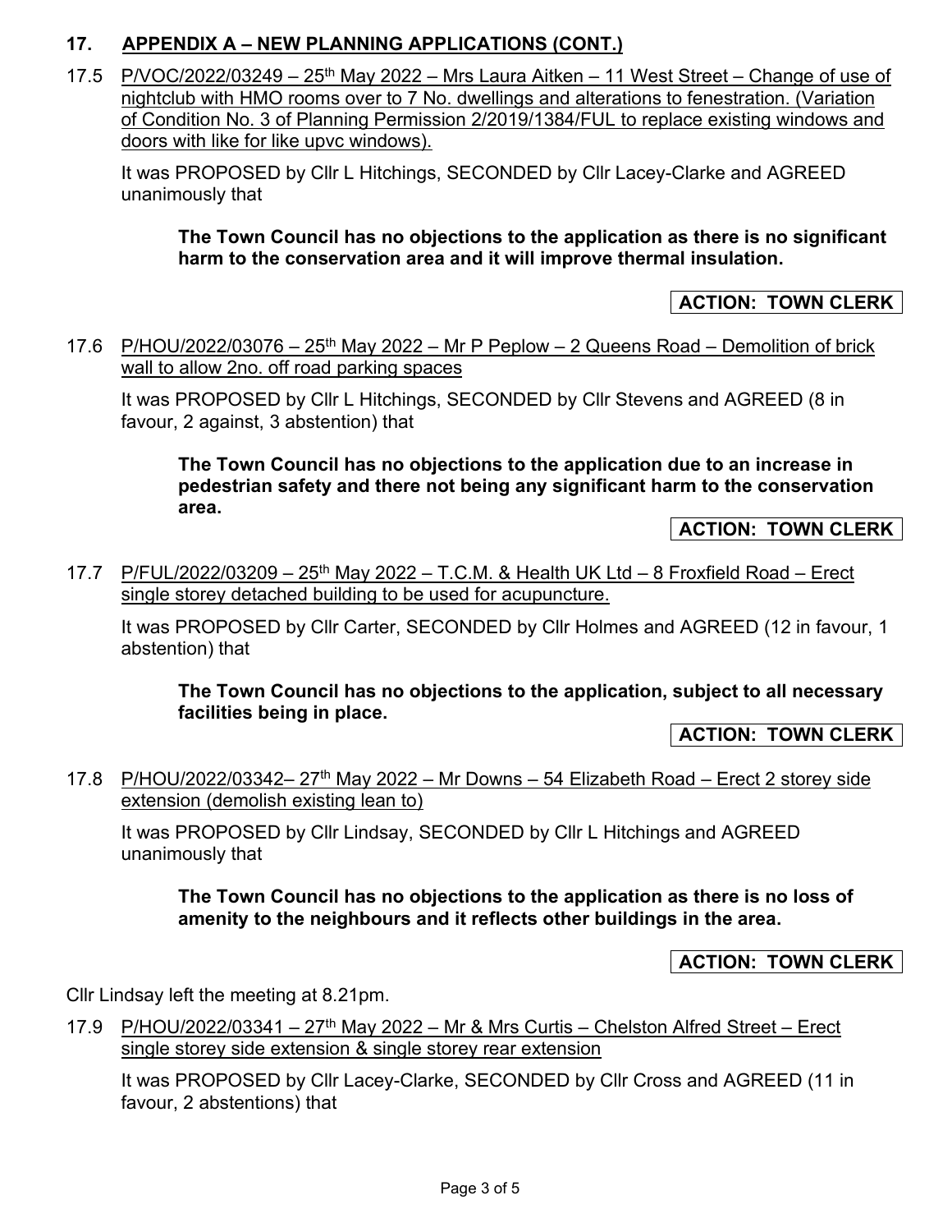## 17. APPENDIX A – NEW PLANNING APPLICATIONS (CONT.)

17.5 P/VOC/2022/03249 – 25th May 2022 – Mrs Laura Aitken – 11 West Street – Change of use of nightclub with HMO rooms over to 7 No. dwellings and alterations to fenestration. (Variation of Condition No. 3 of Planning Permission 2/2019/1384/FUL to replace existing windows and doors with like for like upvc windows).

It was PROPOSED by Cllr L Hitchings, SECONDED by Cllr Lacey-Clarke and AGREED unanimously that

**The Town Council has no objections to the application as there is no significant harm to the conservation area and it will improve thermal insulation.**

**ACTION: TOWN CLERK**

17.6 P/HOU/2022/03076 – 25th May 2022 – Mr P Peplow – 2 Queens Road – Demolition of brick wall to allow 2no. off road parking spaces

It was PROPOSED by Cllr L Hitchings, SECONDED by Cllr Stevens and AGREED (8 in favour, 2 against, 3 abstention) that

**The Town Council has no objections to the application due to an increase in pedestrian safety and there not being any significant harm to the conservation area.**

**ACTION: TOWN CLERK**

17.7 P/FUL/2022/03209 – 25th May 2022 – T.C.M. & Health UK Ltd – 8 Froxfield Road – Erect single storey detached building to be used for acupuncture.

It was PROPOSED by Cllr Carter, SECONDED by Cllr Holmes and AGREED (12 in favour, 1 abstention) that

**The Town Council has no objections to the application, subject to all necessary facilities being in place.**

**ACTION: TOWN CLERK**

17.8 P/HOU/2022/03342– 27th May 2022 – Mr Downs – 54 Elizabeth Road – Erect 2 storey side extension (demolish existing lean to)

It was PROPOSED by Cllr Lindsay, SECONDED by Cllr L Hitchings and AGREED unanimously that

**The Town Council has no objections to the application as there is no loss of amenity to the neighbours and it reflects other buildings in the area.**

**ACTION: TOWN CLERK**

Cllr Lindsay left the meeting at 8.21pm.

17.9 P/HOU/2022/03341 – 27th May 2022 – Mr & Mrs Curtis – Chelston Alfred Street – Erect single storey side extension & single storey rear extension

It was PROPOSED by Cllr Lacey-Clarke, SECONDED by Cllr Cross and AGREED (11 in favour, 2 abstentions) that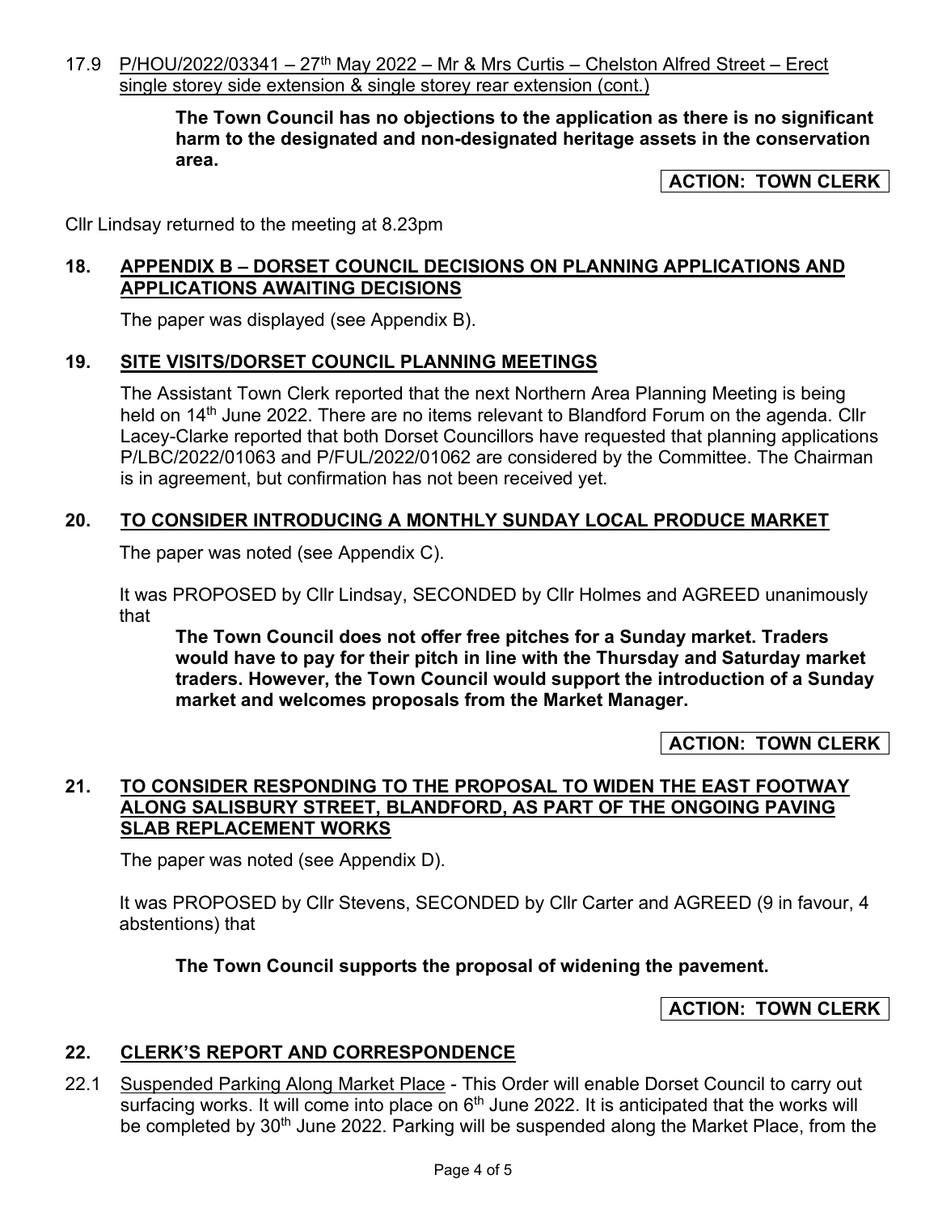17.9 P/HOU/2022/03341 – 27th May 2022 – Mr & Mrs Curtis – Chelston Alfred Street – Erect single storey side extension & single storey rear extension (cont.)

**The Town Council has no objections to the application as there is no significant harm to the designated and non-designated heritage assets in the conservation area.**

**ACTION: TOWN CLERK**

Cllr Lindsay returned to the meeting at 8.23pm

## 18. APPENDIX B – DORSET COUNCIL DECISIONS ON PLANNING APPLICATIONS AND APPLICATIONS AWAITING DECISIONS

The paper was displayed (see Appendix B).

## 19. SITE VISITS/DORSET COUNCIL PLANNING MEETINGS

The Assistant Town Clerk reported that the next Northern Area Planning Meeting is being held on 14th June 2022. There are no items relevant to Blandford Forum on the agenda. Cllr Lacey-Clarke reported that both Dorset Councillors have requested that planning applications P/LBC/2022/01063 and P/FUL/2022/01062 are considered by the Committee. The Chairman is in agreement, but confirmation has not been received yet.

## 20. TO CONSIDER INTRODUCING A MONTHLY SUNDAY LOCAL PRODUCE MARKET

The paper was noted (see Appendix C).

It was PROPOSED by Cllr Lindsay, SECONDED by Cllr Holmes and AGREED unanimously that

**The Town Council does not offer free pitches for a Sunday market. Traders would have to pay for their pitch in line with the Thursday and Saturday market traders. However, the Town Council would support the introduction of a Sunday market and welcomes proposals from the Market Manager.**

**ACTION: TOWN CLERK**

## 21. TO CONSIDER RESPONDING TO THE PROPOSAL TO WIDEN THE EAST FOOTWAY ALONG SALISBURY STREET, BLANDFORD, AS PART OF THE ONGOING PAVING SLAB REPLACEMENT WORKS

The paper was noted (see Appendix D).

It was PROPOSED by Cllr Stevens, SECONDED by Cllr Carter and AGREED (9 in favour, 4 abstentions) that

**The Town Council supports the proposal of widening the pavement.**

**ACTION: TOWN CLERK**

## 22. CLERK'S REPORT AND CORRESPONDENCE

22.1 Suspended Parking Along Market Place - This Order will enable Dorset Council to carry out surfacing works. It will come into place on 6th June 2022. It is anticipated that the works will be completed by 30th June 2022. Parking will be suspended along the Market Place, from the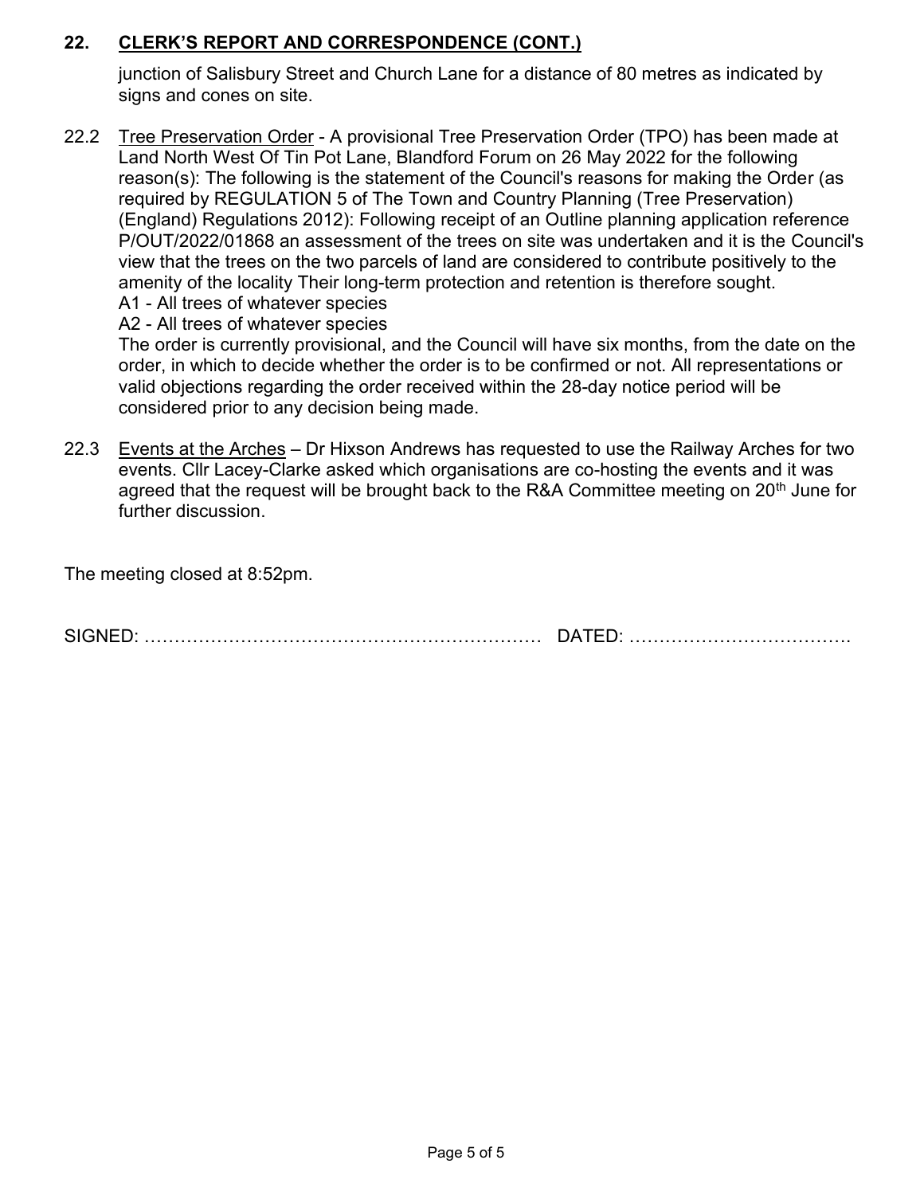## 22. CLERK'S REPORT AND CORRESPONDENCE (CONT.)

junction of Salisbury Street and Church Lane for a distance of 80 metres as indicated by signs and cones on site.

22.2 Tree Preservation Order - A provisional Tree Preservation Order (TPO) has been made at Land North West Of Tin Pot Lane, Blandford Forum on 26 May 2022 for the following reason(s): The following is the statement of the Council's reasons for making the Order (as required by REGULATION 5 of The Town and Country Planning (Tree Preservation) (England) Regulations 2012): Following receipt of an Outline planning application reference P/OUT/2022/01868 an assessment of the trees on site was undertaken and it is the Council's view that the trees on the two parcels of land are considered to contribute positively to the amenity of the locality Their long-term protection and retention is therefore sought.

A1 - All trees of whatever species

A2 - All trees of whatever species

The order is currently provisional, and the Council will have six months, from the date on the order, in which to decide whether the order is to be confirmed or not. All representations or valid objections regarding the order received within the 28-day notice period will be considered prior to any decision being made.

22.3 Events at the Arches – Dr Hixson Andrews has requested to use the Railway Arches for two events. Cllr Lacey-Clarke asked which organisations are co-hosting the events and it was agreed that the request will be brought back to the R&A Committee meeting on 20th June for further discussion.

The meeting closed at 8:52pm.

SIGNED: ………………………………………………………… DATED: ……………………………….